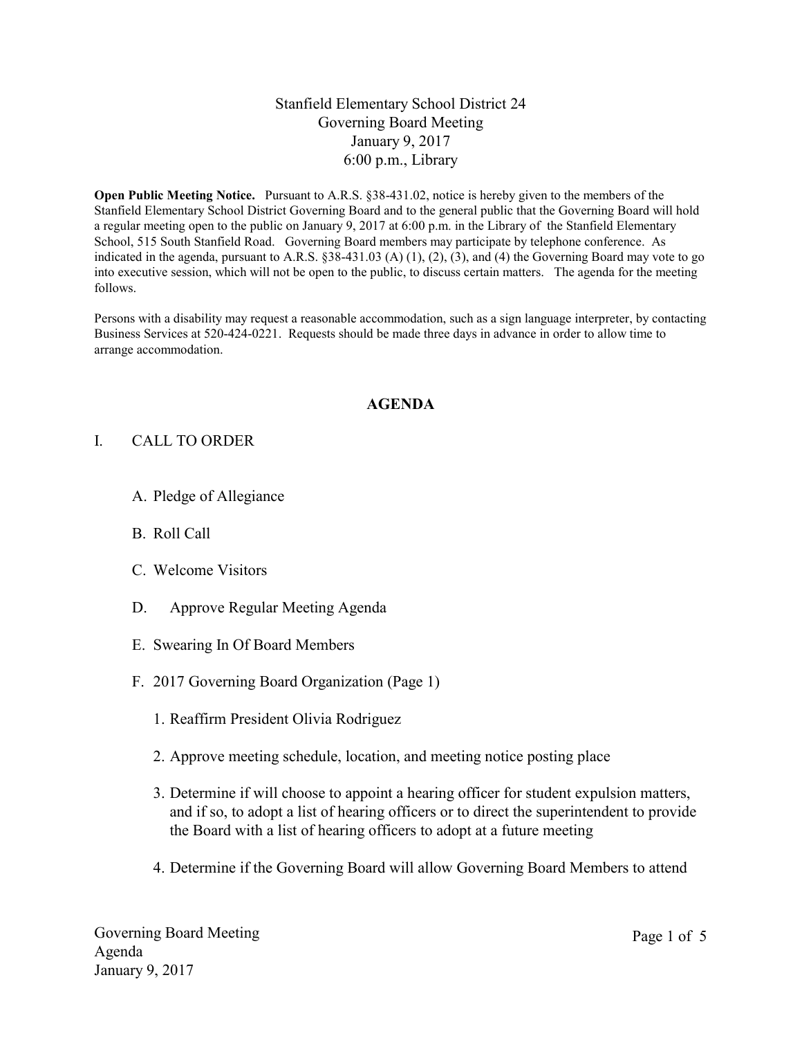Stanfield Elementary School District 24
Governing Board Meeting
January 9, 2017
6:00 p.m., Library

**Open Public Meeting Notice.** Pursuant to A.R.S. §38-431.02, notice is hereby given to the members of the Stanfield Elementary School District Governing Board and to the general public that the Governing Board will hold a regular meeting open to the public on January 9, 2017 at 6:00 p.m. in the Library of the Stanfield Elementary School, 515 South Stanfield Road. Governing Board members may participate by telephone conference. As indicated in the agenda, pursuant to A.R.S. §38-431.03 (A) (1), (2), (3), and (4) the Governing Board may vote to go into executive session, which will not be open to the public, to discuss certain matters. The agenda for the meeting follows.

Persons with a disability may request a reasonable accommodation, such as a sign language interpreter, by contacting Business Services at 520-424-0221. Requests should be made three days in advance in order to allow time to arrange accommodation.

## AGENDA

I. CALL TO ORDER

   A. Pledge of Allegiance

   B. Roll Call

   C. Welcome Visitors

   D. Approve Regular Meeting Agenda

   E. Swearing In Of Board Members

   F. 2017 Governing Board Organization (Page 1)

      1. Reaffirm President Olivia Rodriguez

      2. Approve meeting schedule, location, and meeting notice posting place

      3. Determine if will choose to appoint a hearing officer for student expulsion matters, and if so, to adopt a list of hearing officers or to direct the superintendent to provide the Board with a list of hearing officers to adopt at a future meeting

      4. Determine if the Governing Board will allow Governing Board Members to attend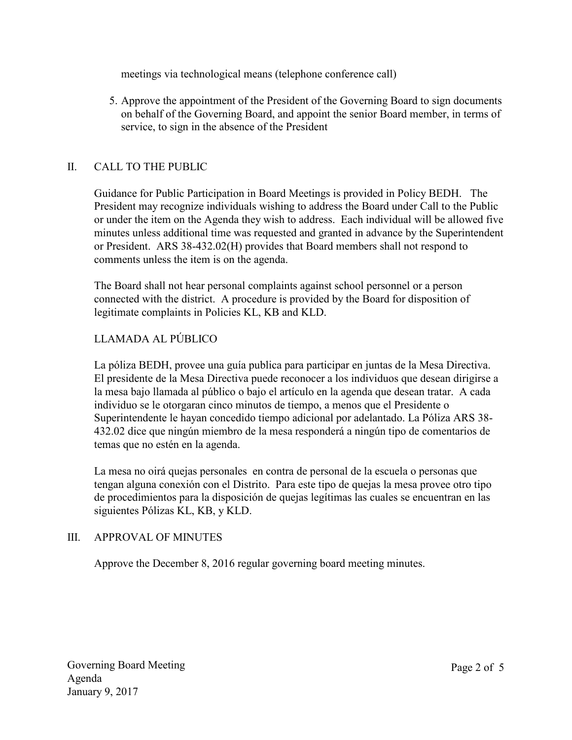meetings via technological means (telephone conference call)

5. Approve the appointment of the President of the Governing Board to sign documents on behalf of the Governing Board, and appoint the senior Board member, in terms of service, to sign in the absence of the President

## II. CALL TO THE PUBLIC

Guidance for Public Participation in Board Meetings is provided in Policy BEDH. The President may recognize individuals wishing to address the Board under Call to the Public or under the item on the Agenda they wish to address. Each individual will be allowed five minutes unless additional time was requested and granted in advance by the Superintendent or President. ARS 38-432.02(H) provides that Board members shall not respond to comments unless the item is on the agenda.

The Board shall not hear personal complaints against school personnel or a person connected with the district. A procedure is provided by the Board for disposition of legitimate complaints in Policies KL, KB and KLD.

### LLAMADA AL PÚBLICO

La póliza BEDH, provee una guía publica para participar en juntas de la Mesa Directiva. El presidente de la Mesa Directiva puede reconocer a los individuos que desean dirigirse a la mesa bajo llamada al público o bajo el artículo en la agenda que desean tratar. A cada individuo se le otorgaran cinco minutos de tiempo, a menos que el Presidente o Superintendente le hayan concedido tiempo adicional por adelantado. La Póliza ARS 38-432.02 dice que ningún miembro de la mesa responderá a ningún tipo de comentarios de temas que no estén en la agenda.

La mesa no oirá quejas personales en contra de personal de la escuela o personas que tengan alguna conexión con el Distrito. Para este tipo de quejas la mesa provee otro tipo de procedimientos para la disposición de quejas legítimas las cuales se encuentran en las siguientes Pólizas KL, KB, y KLD.

## III. APPROVAL OF MINUTES

Approve the December 8, 2016 regular governing board meeting minutes.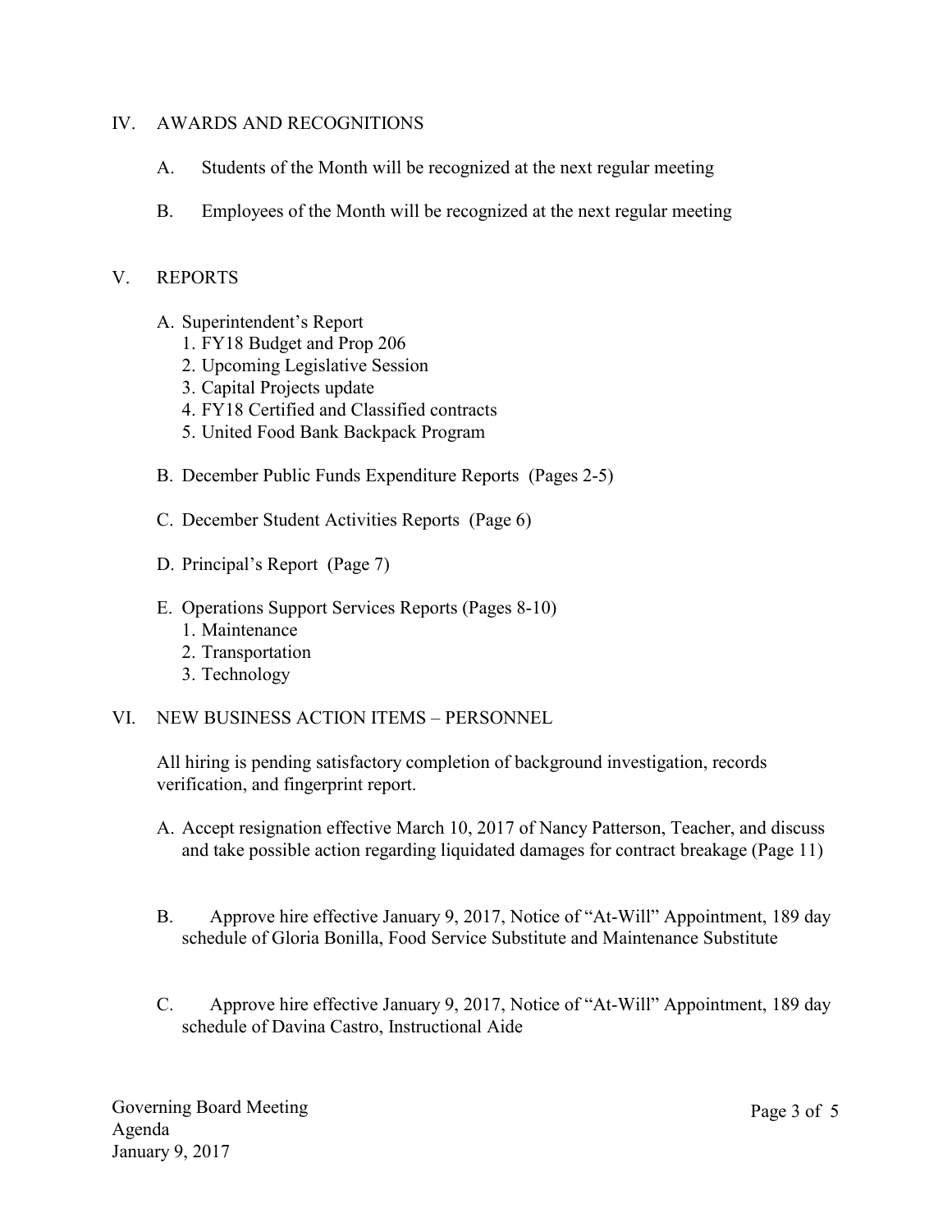## IV. AWARDS AND RECOGNITIONS

A. Students of the Month will be recognized at the next regular meeting

B. Employees of the Month will be recognized at the next regular meeting

## V. REPORTS

A. Superintendent's Report
   1. FY18 Budget and Prop 206
   2. Upcoming Legislative Session
   3. Capital Projects update
   4. FY18 Certified and Classified contracts
   5. United Food Bank Backpack Program

B. December Public Funds Expenditure Reports (Pages 2-5)

C. December Student Activities Reports (Page 6)

D. Principal's Report (Page 7)

E. Operations Support Services Reports (Pages 8-10)
   1. Maintenance
   2. Transportation
   3. Technology

## VI. NEW BUSINESS ACTION ITEMS – PERSONNEL

All hiring is pending satisfactory completion of background investigation, records verification, and fingerprint report.

A. Accept resignation effective March 10, 2017 of Nancy Patterson, Teacher, and discuss and take possible action regarding liquidated damages for contract breakage (Page 11)

B. Approve hire effective January 9, 2017, Notice of "At-Will" Appointment, 189 day schedule of Gloria Bonilla, Food Service Substitute and Maintenance Substitute

C. Approve hire effective January 9, 2017, Notice of "At-Will" Appointment, 189 day schedule of Davina Castro, Instructional Aide

Governing Board Meeting
Agenda
January 9, 2017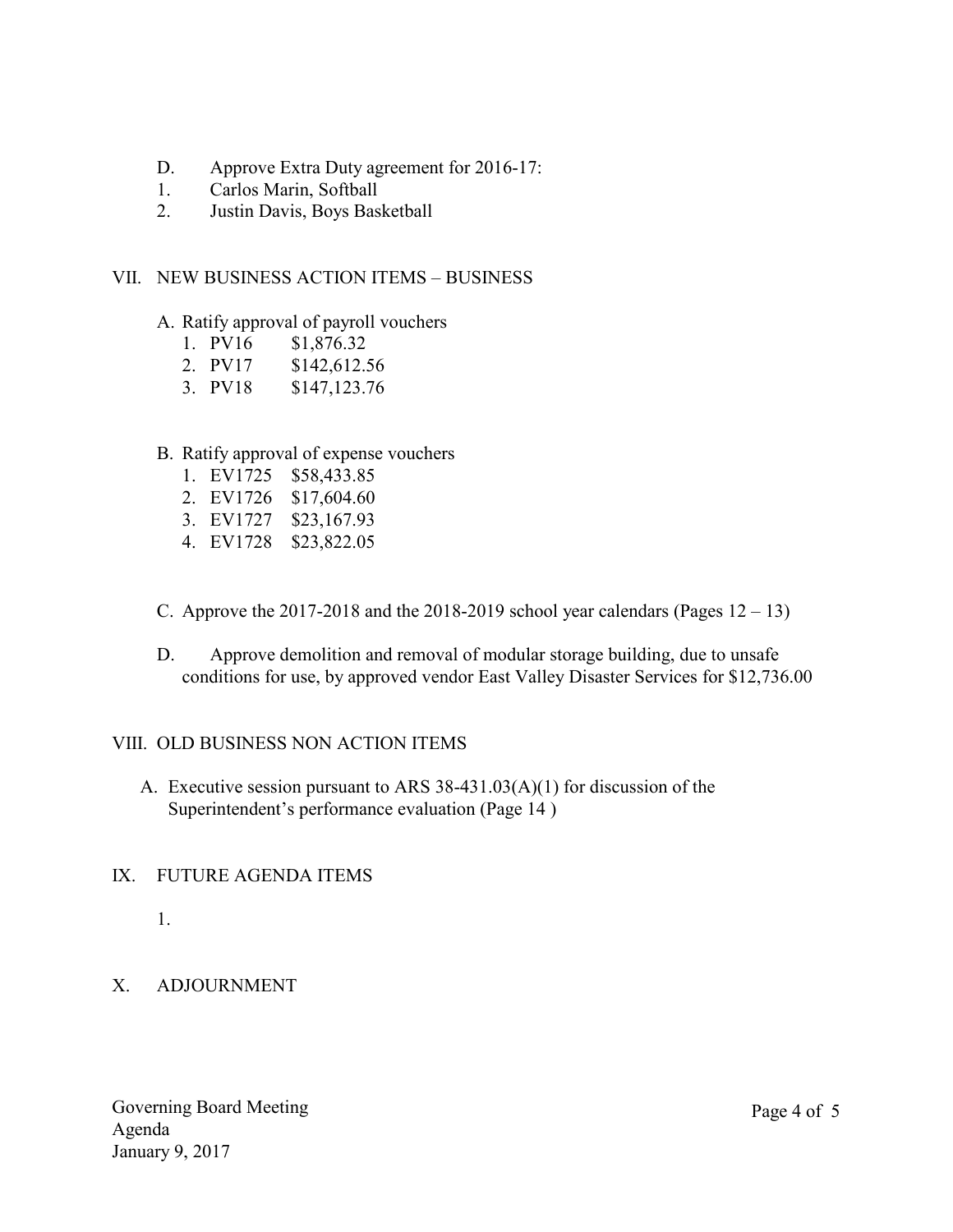D. Approve Extra Duty agreement for 2016-17:

1. Carlos Marin, Softball
2. Justin Davis, Boys Basketball

## VII. NEW BUSINESS ACTION ITEMS – BUSINESS

A. Ratify approval of payroll vouchers

1. PV16 $1,876.32
2. PV17 $142,612.56
3. PV18 $147,123.76

B. Ratify approval of expense vouchers

1. EV1725 $58,433.85
2. EV1726 $17,604.60
3. EV1727 $23,167.93
4. EV1728 $23,822.05

C. Approve the 2017-2018 and the 2018-2019 school year calendars (Pages 12 – 13)

D. Approve demolition and removal of modular storage building, due to unsafe conditions for use, by approved vendor East Valley Disaster Services for $12,736.00

## VIII. OLD BUSINESS NON ACTION ITEMS

A. Executive session pursuant to ARS 38-431.03(A)(1) for discussion of the Superintendent's performance evaluation (Page 14 )

## IX. FUTURE AGENDA ITEMS

1.

## X. ADJOURNMENT

Governing Board Meeting
Agenda
January 9, 2017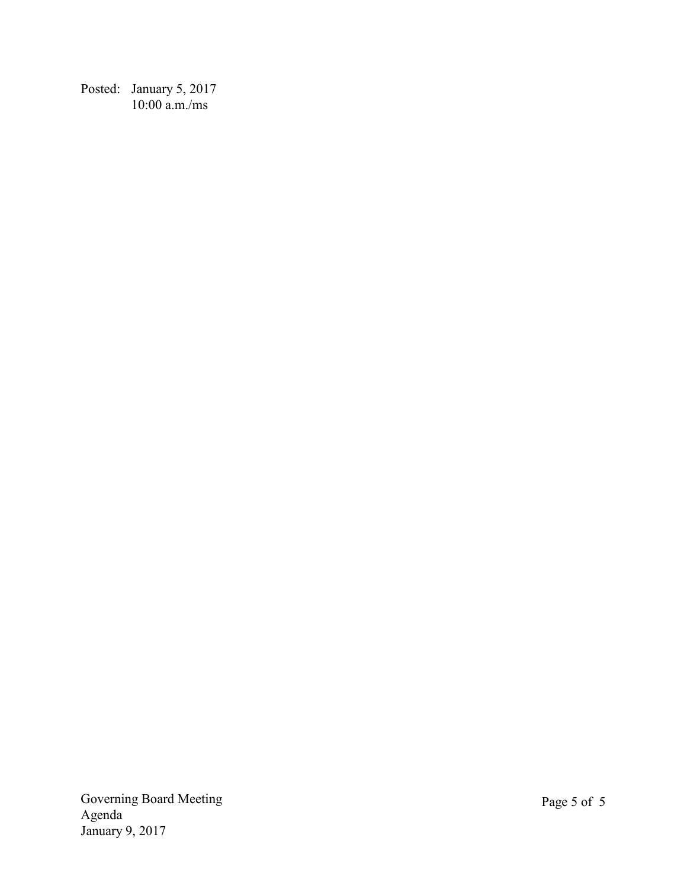Posted: January 5, 2017
10:00 a.m./ms